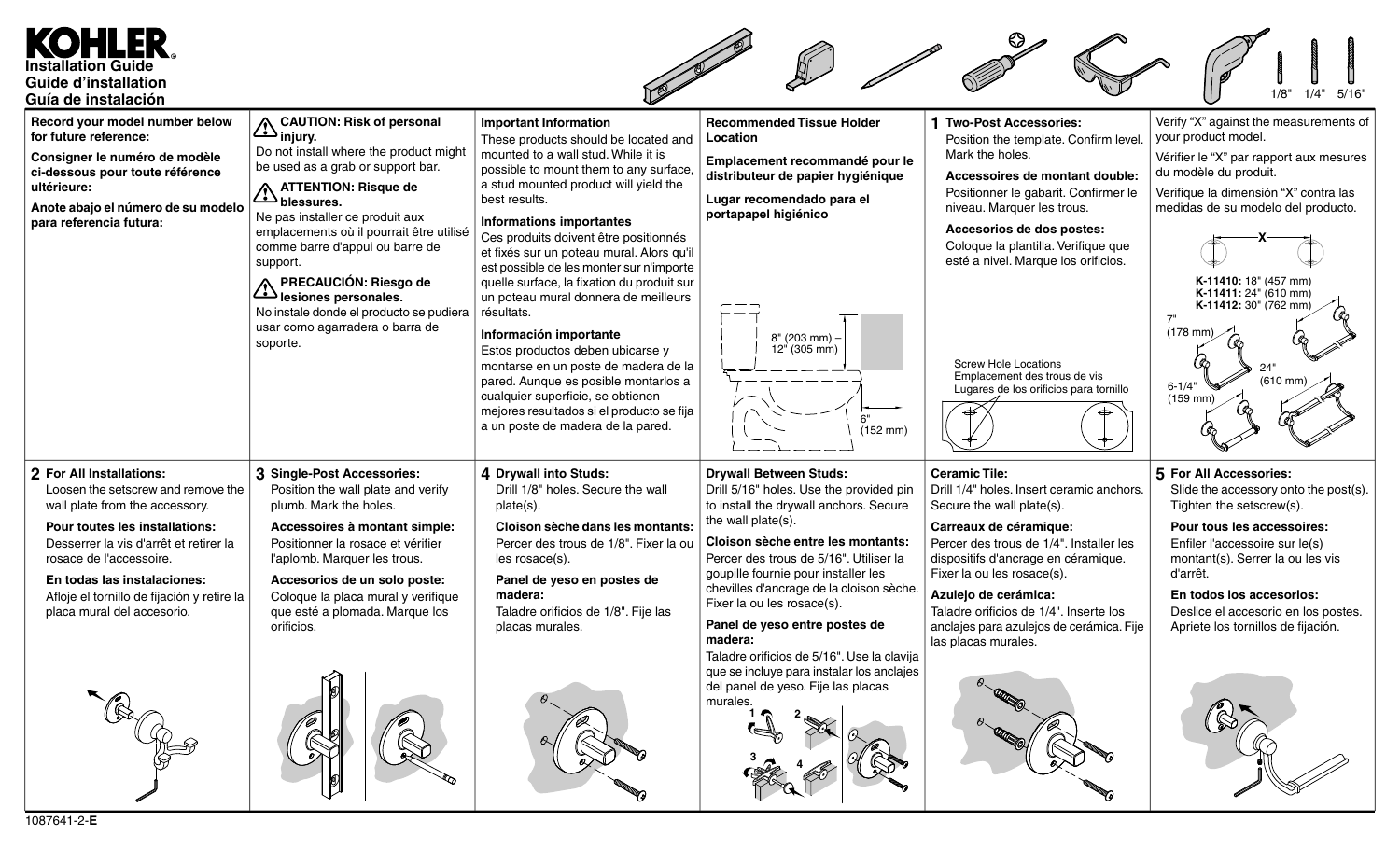# KOHLER

**Installation Guide**
**Guide d'installation**
**Guía de instalación**

1/8" 1/4" 5/16"

**Record your model number below for future reference:**

**Consigner le numéro de modèle ci-dessous pour toute référence ultérieure:**

**Anote abajo el número de su modelo para referencia futura:**

**CAUTION: Risk of personal injury.**
Do not install where the product might be used as a grab or support bar.

**ATTENTION: Risque de blessures.**
Ne pas installer ce produit aux emplacements où il pourrait être utilisé comme barre d'appui ou barre de support.

**PRECAUCIÓN: Riesgo de lesiones personales.**
No instale donde el producto se pudiera usar como agarradera o barra de soporte.

**Important Information**
These products should be located and mounted to a wall stud. While it is possible to mount them to any surface, a stud mounted product will yield the best results.

**Informations importantes**
Ces produits doivent être positionnés et fixés sur un poteau mural. Alors qu'il est possible de les monter sur n'importe quelle surface, la fixation du produit sur un poteau mural donnera de meilleurs résultats.

**Información importante**
Estos productos deben ubicarse y montarse en un poste de madera de la pared. Aunque es posible montarlos a cualquier superficie, se obtienen mejores resultados si el producto se fija a un poste de madera de la pared.

**Recommended Tissue Holder Location**

**Emplacement recommandé pour le distributeur de papier hygiénique**

**Lugar recomendado para el portapapel higiénico**

8" (203 mm) – 12" (305 mm)

6" (152 mm)

## 1 Two-Post Accessories:
Position the template. Confirm level. Mark the holes.

**Accessoires de montant double:**
Positionner le gabarit. Confirmer le niveau. Marquer les trous.

**Accesorios de dos postes:**
Coloque la plantilla. Verifique que esté a nivel. Marque los orificios.

Screw Hole Locations
Emplacement des trous de vis
Lugares de los orificios para tornillo

Verify "X" against the measurements of your product model.

Vérifier le "X" par rapport aux mesures du modèle du produit.

Verifique la dimensión "X" contra las medidas de su modelo del producto.

X

**K-11410:** 18" (457 mm)
**K-11411:** 24" (610 mm)
**K-11412:** 30" (762 mm)

7" (178 mm)

24" (610 mm)

6-1/4" (159 mm)

## 2 For All Installations:
Loosen the setscrew and remove the wall plate from the accessory.

**Pour toutes les installations:**
Desserrer la vis d'arrêt et retirer la rosace de l'accessoire.

**En todas las instalaciones:**
Afloje el tornillo de fijación y retire la placa mural del accesorio.

## 3 Single-Post Accessories:
Position the wall plate and verify plumb. Mark the holes.

**Accessoires à montant simple:**
Positionner la rosace et vérifier l'aplomb. Marquer les trous.

**Accesorios de un solo poste:**
Coloque la placa mural y verifique que esté a plomada. Marque los orificios.

## 4 Drywall into Studs:
Drill 1/8" holes. Secure the wall plate(s).

**Cloison sèche dans les montants:**
Percer des trous de 1/8". Fixer la ou les rosace(s).

**Panel de yeso en postes de madera:**
Taladre orificios de 1/8". Fije las placas murales.

**Drywall Between Studs:**
Drill 5/16" holes. Use the provided pin to install the drywall anchors. Secure the wall plate(s).

**Cloison sèche entre les montants:**
Percer des trous de 5/16". Utiliser la goupille fournie pour installer les chevilles d'ancrage de la cloison sèche. Fixer la ou les rosace(s).

**Panel de yeso entre postes de madera:**
Taladre orificios de 5/16". Use la clavija que se incluye para instalar los anclajes del panel de yeso. Fije las placas murales.

1 2 3 4

**Ceramic Tile:**
Drill 1/4" holes. Insert ceramic anchors. Secure the wall plate(s).

**Carreaux de céramique:**
Percer des trous de 1/4". Installer les dispositifs d'ancrage en céramique. Fixer la ou les rosace(s).

**Azulejo de cerámica:**
Taladre orificios de 1/4". Inserte los anclajes para azulejos de cerámica. Fije las placas murales.

## 5 For All Accessories:
Slide the accessory onto the post(s). Tighten the setscrew(s).

**Pour tous les accessoires:**
Enfiler l'accessoire sur le(s) montant(s). Serrer la ou les vis d'arrêt.

**En todos los accesorios:**
Deslice el accesorio en los postes. Apriete los tornillos de fijación.

1087641-2-**E**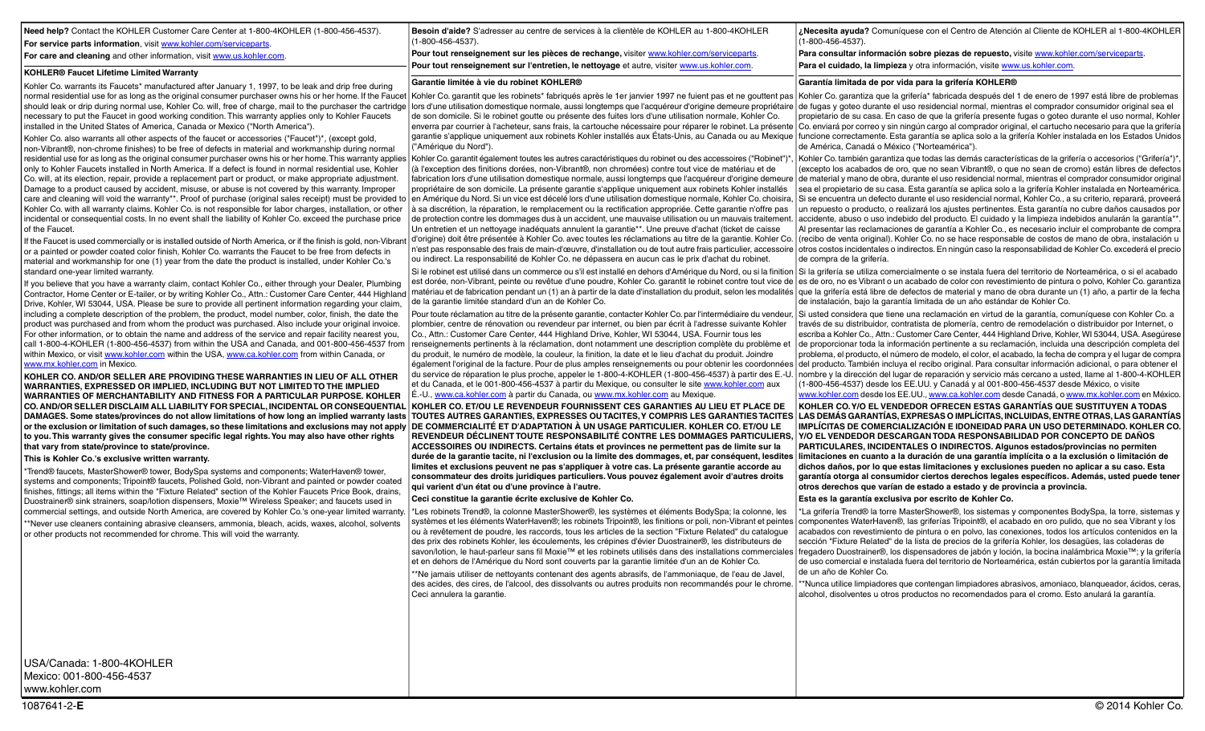**Need help?** Contact the KOHLER Customer Care Center at 1-800-4KOHLER (1-800-456-4537).

**For service parts information**, visit www.kohler.com/serviceparts.

**For care and cleaning** and other information, visit www.us.kohler.com.

## KOHLER® Faucet Lifetime Limited Warranty

Kohler Co. warrants its Faucets* manufactured after January 1, 1997, to be leak and drip free during normal residential use for as long as the original consumer purchaser owns his or her home. If the Faucet should leak or drip during normal use, Kohler Co. will, free of charge, mail to the purchaser the cartridge necessary to put the Faucet in good working condition. This warranty applies only to Kohler Faucets installed in the United States of America, Canada or Mexico ("North America").

Kohler Co. also warrants all other aspects of the faucet or accessories ("Faucet")*, (except gold, non-Vibrant®, non-chrome finishes) to be free of defects in material and workmanship during normal residential use for as long as the original consumer purchaser owns his or her home. This warranty applies only to Kohler Faucets installed in North America. If a defect is found in normal residential use, Kohler Co. will, at its election, repair, provide a replacement part or product, or make appropriate adjustment. Damage to a product caused by accident, misuse, or abuse is not covered by this warranty. Improper care and cleaning will void the warranty**. Proof of purchase (original sales receipt) must be provided to Kohler Co. with all warranty claims. Kohler Co. is not responsible for labor charges, installation, or other incidental or consequential costs. In no event shall the liability of Kohler Co. exceed the purchase price of the Faucet.

If the Faucet is used commercially or is installed outside of North America, or if the finish is gold, non-Vibrant or a painted or powder coated color finish, Kohler Co. warrants the Faucet to be free from defects in material and workmanship for one (1) year from the date the product is installed, under Kohler Co.'s standard one-year limited warranty.

If you believe that you have a warranty claim, contact Kohler Co., either through your Dealer, Plumbing Contractor, Home Center or E-tailer, or by writing Kohler Co., Attn.: Customer Care Center, 444 Highland Drive, Kohler, WI 53044, USA. Please be sure to provide all pertinent information regarding your claim, including a complete description of the problem, the product, model number, color, finish, the date the product was purchased and from whom the product was purchased. Also include your original invoice. For other information, or to obtain the name and address of the service and repair facility nearest you, call 1-800-4-KOHLER (1-800-456-4537) from within the USA and Canada, and 001-800-456-4537 from within Mexico, or visit www.kohler.com within the USA, www.ca.kohler.com from within Canada, or www.mx.kohler.com in Mexico.

**KOHLER CO. AND/OR SELLER ARE PROVIDING THESE WARRANTIES IN LIEU OF ALL OTHER WARRANTIES, EXPRESSED OR IMPLIED, INCLUDING BUT NOT LIMITED TO THE IMPLIED WARRANTIES OF MERCHANTABILITY AND FITNESS FOR A PARTICULAR PURPOSE. KOHLER CO. AND/OR SELLER DISCLAIM ALL LIABILITY FOR SPECIAL, INCIDENTAL OR CONSEQUENTIAL DAMAGES. Some states/provinces do not allow limitations of how long an implied warranty lasts or the exclusion or limitation of such damages, so these limitations and exclusions may not apply to you. This warranty gives the consumer specific legal rights. You may also have other rights that vary from state/province to state/province.**

**This is Kohler Co.'s exclusive written warranty.**

*Trend® faucets, MasterShower® tower, BodySpa systems and components; WaterHaven® tower, systems and components; Tripoint® faucets, Polished Gold, non-Vibrant and painted or powder coated finishes, fittings; all items within the "Fixture Related" section of the Kohler Faucets Price Book, drains, Duostrainer® sink strainers, soap/lotion dispensers, Moxie™ Wireless Speaker; and faucets used in commercial settings, and outside North America, are covered by Kohler Co.'s one-year limited warranty.

**Never use cleaners containing abrasive cleansers, ammonia, bleach, acids, waxes, alcohol, solvents or other products not recommended for chrome. This will void the warranty.

USA/Canada: 1-800-4KOHLER
Mexico: 001-800-456-4537
www.kohler.com

**Besoin d'aide?** S'adresser au centre de services à la clientèle de KOHLER au 1-800-4KOHLER (1-800-456-4537).

**Pour tout renseignement sur les pièces de rechange,** visiter www.kohler.com/serviceparts.

**Pour tout renseignement sur l'entretien, le nettoyage** et autre, visiter www.us.kohler.com.

## Garantie limitée à vie du robinet KOHLER®

Kohler Co. garantit que les robinets* fabriqués après le 1er janvier 1997 ne fuient pas et ne gouttent pas lors d'une utilisation domestique normale, aussi longtemps que l'acquéreur d'origine demeure propriétaire de son domicile. Si le robinet goutte ou présente des fuites lors d'une utilisation normale, Kohler Co. enverra par courrier à l'acheteur, sans frais, la cartouche nécessaire pour réparer le robinet. La présente garantie s'applique uniquement aux robinets Kohler installés aux États-Unis, au Canada ou au Mexique ("Amérique du Nord").

Kohler Co. garantit également toutes les autres caractéristiques du robinet ou des accessoires ("Robinet")*, (à l'exception des finitions dorées, non-Vibrant®, non chromées) contre tout vice de matériau et de fabrication lors d'une utilisation domestique normale, aussi longtemps que l'acquéreur d'origine demeure propriétaire de son domicile. La présente garantie s'applique uniquement aux robinets Kohler installés en Amérique du Nord. Si un vice est décelé lors d'une utilisation domestique normale, Kohler Co. choisira, à sa discrétion, la réparation, le remplacement ou la rectification appropriée. Cette garantie n'offre pas de protection contre les dommages dus à un accident, une mauvaise utilisation ou un mauvais traitement. Un entretien et un nettoyage inadéquats annulent la garantie**. Une preuve d'achat (ticket de caisse d'origine) doit être présentée à Kohler Co. avec toutes les réclamations au titre de la garantie. Kohler Co. n'est pas responsable des frais de main-d'œuvre, d'installation ou de tout autre frais particulier, accessoire ou indirect. La responsabilité de Kohler Co. ne dépassera en aucun cas le prix d'achat du robinet.

Si le robinet est utilisé dans un commerce ou s'il est installé en dehors d'Amérique du Nord, ou si la finition est dorée, non-Vibrant, peinte ou revêtue d'une poudre, Kohler Co. garantit le robinet contre tout vice de matériau et de fabrication pendant un (1) an à partir de la date d'installation du produit, selon les modalités de la garantie limitée standard d'un an de Kohler Co.

Pour toute réclamation au titre de la présente garantie, contacter Kohler Co. par l'intermédiaire du vendeur, plombier, centre de rénovation ou revendeur par internet, ou bien par écrit à l'adresse suivante Kohler Co., Attn.: Customer Care Center, 444 Highland Drive, Kohler, WI 53044, USA. Fournir tous les renseignements pertinents à la réclamation, dont notamment une description complète du problème et du produit, le numéro de modèle, la couleur, la finition, la date et le lieu d'achat du produit. Joindre également l'original de la facture. Pour de plus amples renseignements ou pour obtenir les coordonnées du service de réparation le plus proche, appeler le 1-800-4-KOHLER (1-800-456-4537) à partir des É.-U. et du Canada, et le 001-800-456-4537 à partir du Mexique, ou consulter le site www.kohler.com aux É.-U., www.ca.kohler.com à partir du Canada, ou www.mx.kohler.com au Mexique.

**KOHLER CO. ET/OU LE REVENDEUR FOURNISSENT CES GARANTIES AU LIEU ET PLACE DE TOUTES AUTRES GARANTIES, EXPRESSES OU TACITES, Y COMPRIS LES GARANTIES TACITES DE COMMERCIALITÉ ET D'ADAPTATION À UN USAGE PARTICULIER. KOHLER CO. ET/OU LE REVENDEUR DÉCLINENT TOUTE RESPONSABILITÉ CONTRE LES DOMMAGES PARTICULIERS, ACCESSOIRES OU INDIRECTS. Certains états et provinces ne permettent pas de limite sur la durée de la garantie tacite, ni l'exclusion ou la limite des dommages, et, par conséquent, lesdites limites et exclusions peuvent ne pas s'appliquer à votre cas. La présente garantie accorde au consommateur des droits juridiques particuliers. Vous pouvez également avoir d'autres droits qui varient d'un état ou d'une province à l'autre.**

**Ceci constitue la garantie écrite exclusive de Kohler Co.**

*Les robinets Trend®, la colonne MasterShower®, les systèmes et éléments BodySpa; la colonne, les systèmes et les éléments WaterHaven®; les robinets Tripoint®, les finitions or poli, non-Vibrant et peintes ou à revêtement de poudre, les raccords, tous les articles de la section "Fixture Related" du catalogue des prix des robinets Kohler, les écoulements, les crépines d'évier Duostrainer®, les distributeurs de savon/lotion, le haut-parleur sans fil Moxie™ et les robinets utilisés dans des installations commerciales et en dehors de l'Amérique du Nord sont couverts par la garantie limitée d'un an de Kohler Co.

**Ne jamais utiliser de nettoyants contenant des agents abrasifs, de l'ammoniaque, de l'eau de Javel, des acides, des cires, de l'alcool, des dissolvants ou autres produits non recommandés pour le chrome. Ceci annulera la garantie.

**¿Necesita ayuda?** Comuníquese con el Centro de Atención al Cliente de KOHLER al 1-800-4KOHLER (1-800-456-4537).

**Para consultar información sobre piezas de repuesto,** visite www.kohler.com/serviceparts.

**Para el cuidado, la limpieza** y otra información, visite www.us.kohler.com.

## Garantía limitada de por vida para la grifería KOHLER®

Kohler Co. garantiza que la grifería* fabricada después del 1 de enero de 1997 está libre de problemas de fugas y goteo durante el uso residencial normal, mientras el comprador consumidor original sea el propietario de su casa. En caso de que la grifería presente fugas o goteo durante el uso normal, Kohler Co. enviará por correo y sin ningún cargo al comprador original, el cartucho necesario para que la grifería funcione correctamente. Esta garantía se aplica solo a la grifería Kohler instalada en los Estados Unidos de América, Canadá o México ("Norteamérica").

Kohler Co. también garantiza que todas las demás características de la grifería o accesorios ("Grifería")*, (excepto los acabados de oro, que no sean Vibrant®, o que no sean de cromo) están libres de defectos de material y mano de obra, durante el uso residencial normal, mientras el comprador consumidor original sea el propietario de su casa. Esta garantía se aplica solo a la grifería Kohler instalada en Norteamérica. Si se encuentra un defecto durante el uso residencial normal, Kohler Co., a su criterio, reparará, proveerá un repuesto o producto, o realizará los ajustes pertinentes. Esta garantía no cubre daños causados por accidente, abuso o uso indebido del producto. El cuidado y la limpieza indebidos anularán la garantía**. Al presentar las reclamaciones de garantía a Kohler Co., es necesario incluir el comprobante de compra (recibo de venta original). Kohler Co. no se hace responsable de costos de mano de obra, instalación u otros costos incidentales o indirectos. En ningún caso la responsabilidad de Kohler Co. excederá el precio de compra de la grifería.

Si la grifería se utiliza comercialmente o se instala fuera del territorio de Norteamérica, o si el acabado es de oro, no es Vibrant o un acabado de color con revestimiento de pintura o polvo, Kohler Co. garantiza que la grifería está libre de defectos de material y mano de obra durante un (1) año, a partir de la fecha de instalación, bajo la garantía limitada de un año estándar de Kohler Co.

Si usted considera que tiene una reclamación en virtud de la garantía, comuníquese con Kohler Co. a través de su distribuidor, contratista de plomería, centro de remodelación o distribuidor por Internet, o escriba a Kohler Co., Attn.: Customer Care Center, 444 Highland Drive, Kohler, WI 53044, USA. Asegúrese de proporcionar toda la información pertinente a su reclamación, incluida una descripción completa del problema, el producto, el número de modelo, el color, el acabado, la fecha de compra y el lugar de compra del producto. También incluya el recibo original. Para consultar información adicional, o para obtener el nombre y la dirección del lugar de reparación y servicio más cercano a usted, llame al 1-800-4-KOHLER (1-800-456-4537) desde los EE.UU. y Canadá y al 001-800-456-4537 desde México, o visite www.kohler.com desde los EE.UU., www.ca.kohler.com desde Canadá, o www.mx.kohler.com en México.

**KOHLER CO. Y/O EL VENDEDOR OFRECEN ESTAS GARANTÍAS QUE SUSTITUYEN A TODAS LAS DEMÁS GARANTÍAS, EXPRESAS O IMPLÍCITAS, INCLUIDAS, ENTRE OTRAS, LAS GARANTÍAS IMPLÍCITAS DE COMERCIALIZACIÓN E IDONEIDAD PARA UN USO DETERMINADO. KOHLER CO. Y/O EL VENDEDOR DESCARGAN TODA RESPONSABILIDAD POR CONCEPTO DE DAÑOS PARTICULARES, INCIDENTALES O INDIRECTOS. Algunos estados/provincias no permiten limitaciones en cuanto a la duración de una garantía implícita o a la exclusión o limitación de dichos daños, por lo que estas limitaciones y exclusiones pueden no aplicar a su caso. Esta garantía otorga al consumidor ciertos derechos legales específicos. Además, usted puede tener otros derechos que varían de estado a estado y de provincia a provincia.**

**Esta es la garantía exclusiva por escrito de Kohler Co.**

*La grifería Trend® la torre MasterShower®, los sistemas y componentes BodySpa, la torre, sistemas y componentes WaterHaven®, las griferías Tripoint®, el acabado en oro pulido, que no sea Vibrant y los acabados con revestimiento de pintura o en polvo, las conexiones, todos los artículos contenidos en la sección "Fixture Related" de la lista de precios de la grifería Kohler, los desagües, las coladeras de fregadero Duostrainer®, los dispensadores de jabón y loción, la bocina inalámbrica Moxie™; y la grifería de uso comercial e instalada fuera del territorio de Norteamérica, están cubiertos por la garantía limitada de un año de Kohler Co.

**Nunca utilice limpiadores que contengan limpiadores abrasivos, amoniaco, blanqueador, ácidos, ceras, alcohol, disolventes u otros productos no recomendados para el cromo. Esto anulará la garantía.

1087641-2-**E**

© 2014 Kohler Co.